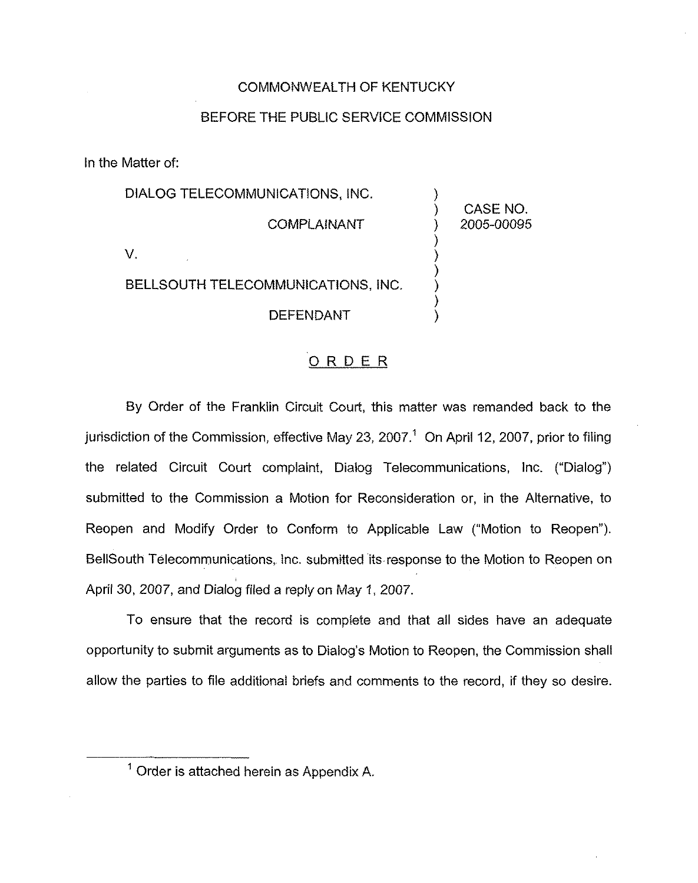COMMONWEALTH OF KENTUCKY

BEFORE THE PUBLIC SERVICE COMMISSION

In the Matter of:

| | | |
|---|---|---|
| DIALOG TELECOMMUNICATIONS, INC. | ) | |
| COMPLAINANT | ) | CASE NO. 2005-00095 |
| V. | ) | |
| BELLSOUTH TELECOMMUNICATIONS, INC. | ) | |
| DEFENDANT | ) | |

## ORDER

By Order of the Franklin Circuit Court, this matter was remanded back to the jurisdiction of the Commission, effective May 23, 2007.[1] On April 12, 2007, prior to filing the related Circuit Court complaint, Dialog Telecommunications, Inc. ("Dialog") submitted to the Commission a Motion for Reconsideration or, in the Alternative, to Reopen and Modify Order to Conform to Applicable Law ("Motion to Reopen"). BellSouth Telecommunications, Inc. submitted its response to the Motion to Reopen on April 30, 2007, and Dialog filed a reply on May 1, 2007.

To ensure that the record is complete and that all sides have an adequate opportunity to submit arguments as to Dialog's Motion to Reopen, the Commission shall allow the parties to file additional briefs and comments to the record, if they so desire.

[1] Order is attached herein as Appendix A.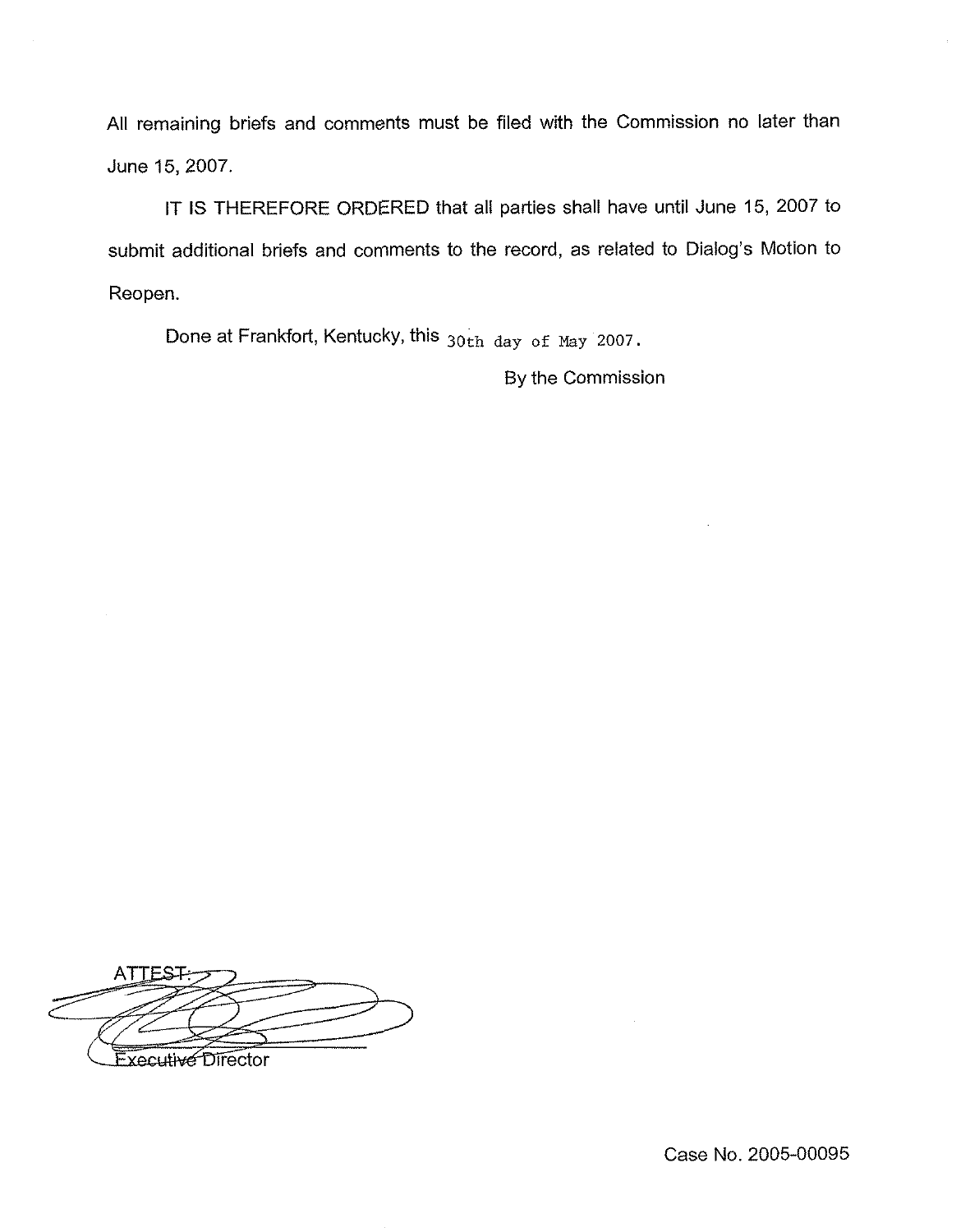All remaining briefs and comments must be filed with the Commission no later than June 15, 2007.

IT IS THEREFORE ORDERED that all parties shall have until June 15, 2007 to submit additional briefs and comments to the record, as related to Dialog's Motion to Reopen.

Done at Frankfort, Kentucky, this 30th day of May 2007.

By the Commission

ATTEST:

Executive Director

Case No. 2005-00095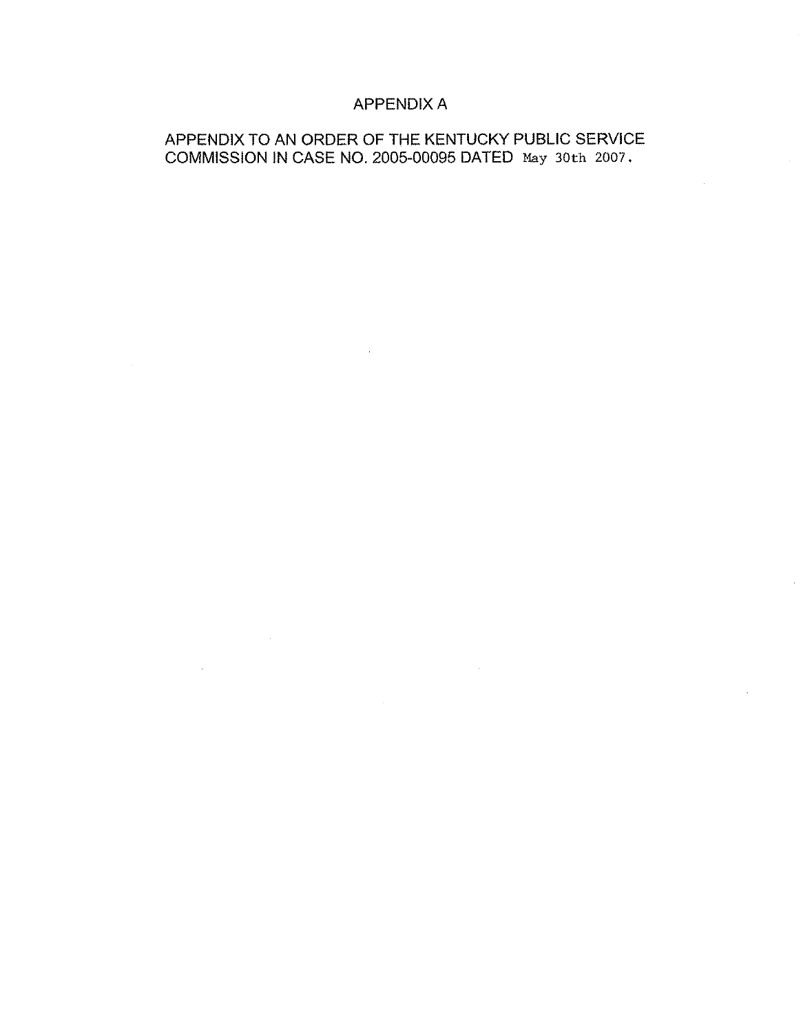# APPENDIX A

APPENDIX TO AN ORDER OF THE KENTUCKY PUBLIC SERVICE COMMISSION IN CASE NO. 2005-00095 DATED May 30th 2007.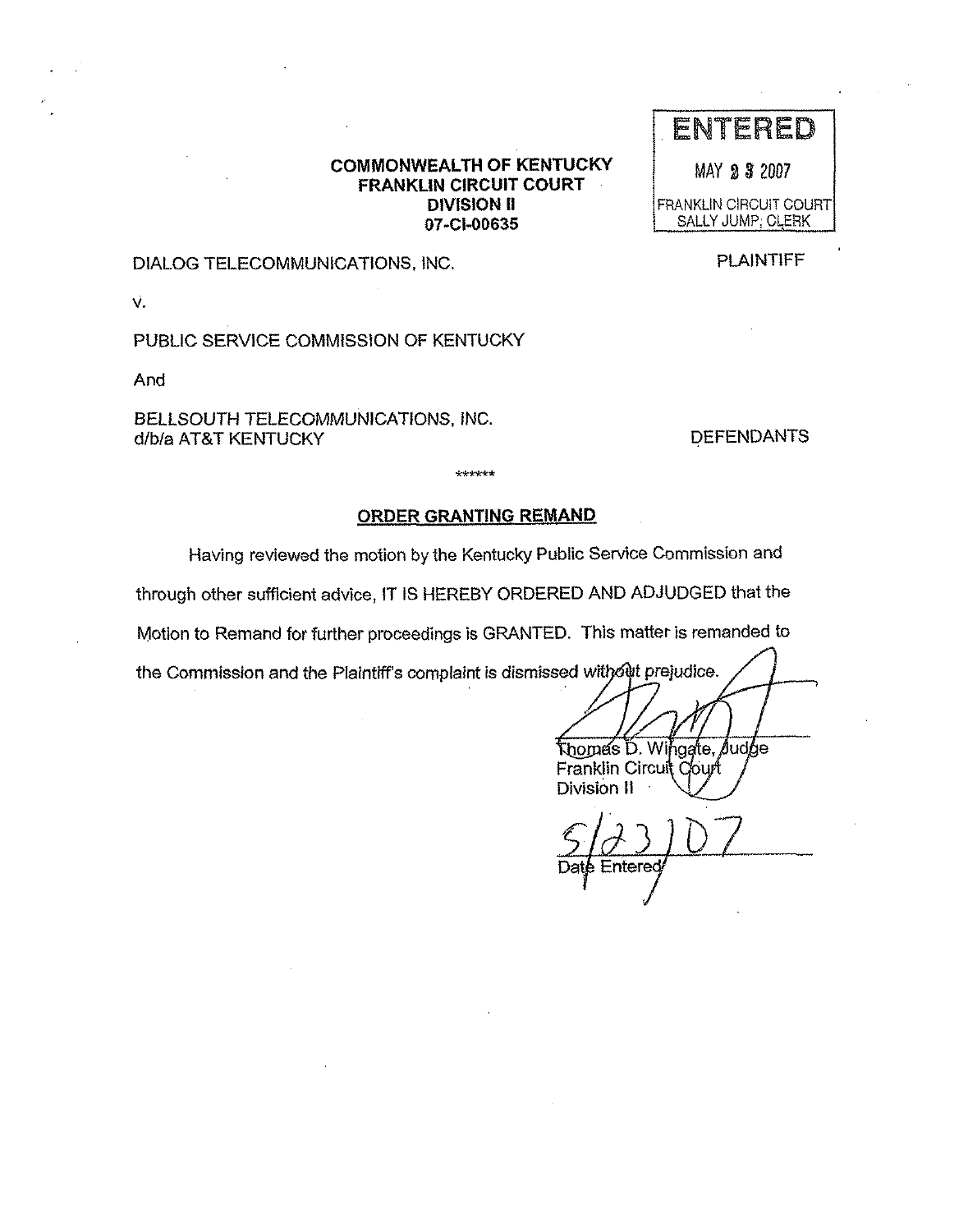ENTERED

MAY 23 2007

FRANKLIN CIRCUIT COURT
SALLY JUMP, CLERK

**COMMONWEALTH OF KENTUCKY**
**FRANKLIN CIRCUIT COURT**
**DIVISION II**
**07-CI-00635**

DIALOG TELECOMMUNICATIONS, INC. PLAINTIFF

v.

PUBLIC SERVICE COMMISSION OF KENTUCKY

And

BELLSOUTH TELECOMMUNICATIONS, INC.
d/b/a AT&T KENTUCKY DEFENDANTS

******

**ORDER GRANTING REMAND**

Having reviewed the motion by the Kentucky Public Service Commission and through other sufficient advice, IT IS HEREBY ORDERED AND ADJUDGED that the Motion to Remand for further proceedings is GRANTED. This matter is remanded to the Commission and the Plaintiff's complaint is dismissed without prejudice.

Thomas D. Wingate, Judge
Franklin Circuit Court
Division II

5/23/07
Date Entered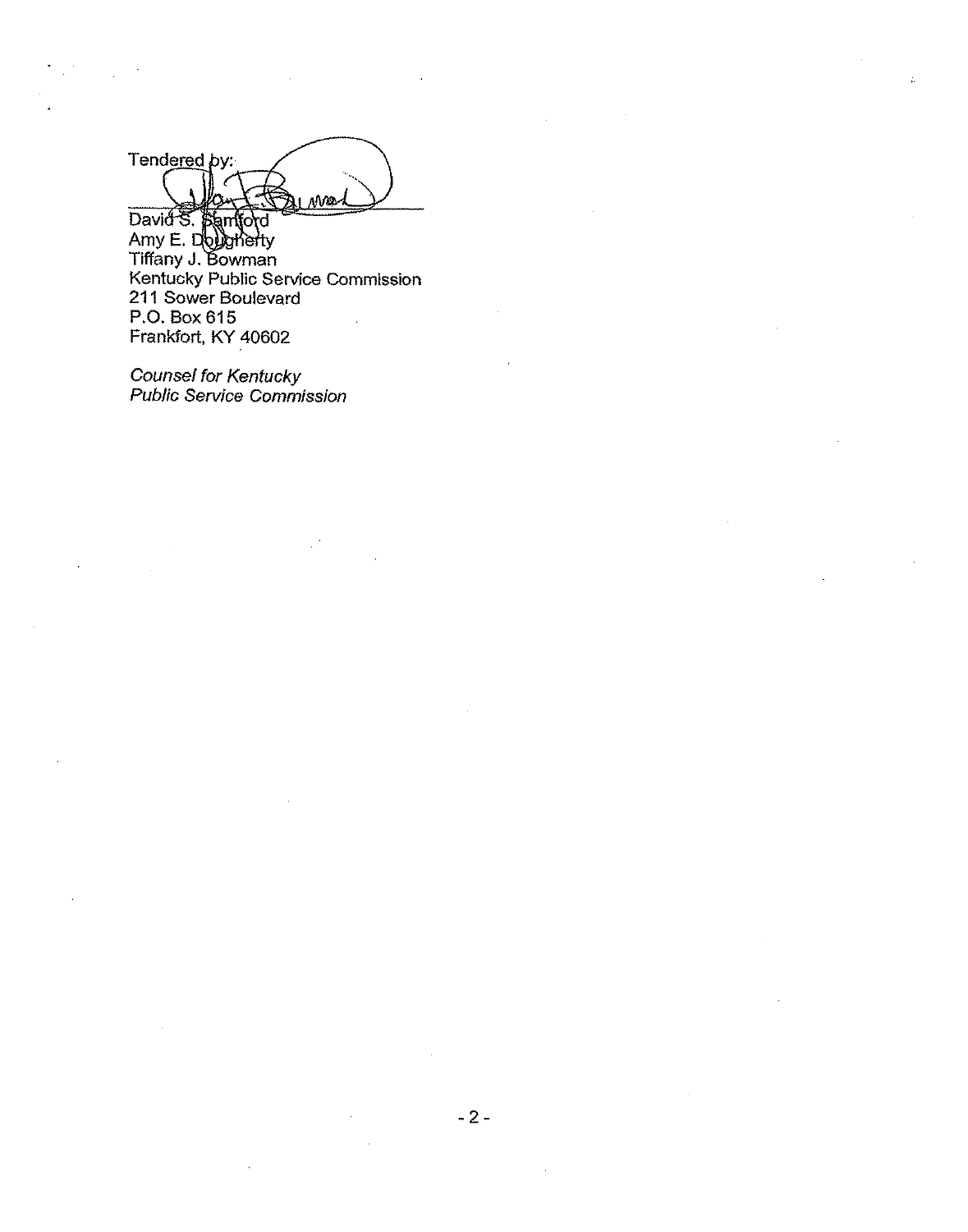Tendered by:

David S. Samford
Amy E. Dougherty
Tiffany J. Bowman
Kentucky Public Service Commission
211 Sower Boulevard
P.O. Box 615
Frankfort, KY 40602

*Counsel for Kentucky Public Service Commission*